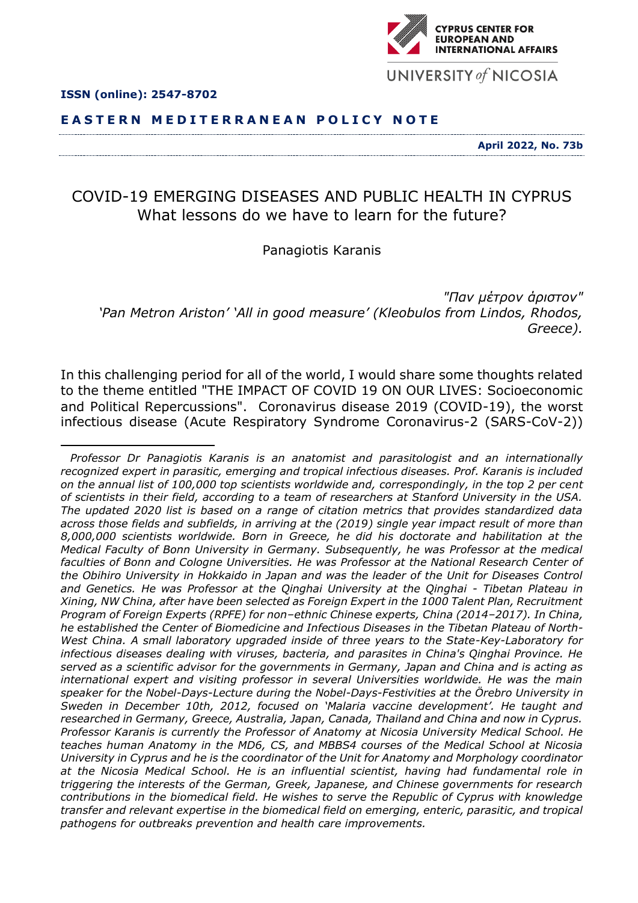CYPRUS CENTER FOR EUROPEAN AND INTERNATIONAL AFFAIRS

UNIVERSITY of NICOSIA

**ISSN (online): 2547-8702**

**EASTERN MEDITERRANEAN POLICY NOTE**

**April 2022, No. 73b**

# COVID-19 EMERGING DISEASES AND PUBLIC HEALTH IN CYPRUS
## What lessons do we have to learn for the future?

Panagiotis Karanis

*"Παν μέτρον άριστον"*
*'Pan Metron Ariston' 'All in good measure' (Kleobulos from Lindos, Rhodos, Greece).*

In this challenging period for all of the world, I would share some thoughts related to the theme entitled "THE IMPACT OF COVID 19 ON OUR LIVES: Socioeconomic and Political Repercussions". Coronavirus disease 2019 (COVID-19), the worst infectious disease (Acute Respiratory Syndrome Coronavirus-2 (SARS-CoV-2))

---

*Professor Dr Panagiotis Karanis is an anatomist and parasitologist and an internationally recognized expert in parasitic, emerging and tropical infectious diseases. Prof. Karanis is included on the annual list of 100,000 top scientists worldwide and, correspondingly, in the top 2 per cent of scientists in their field, according to a team of researchers at Stanford University in the USA. The updated 2020 list is based on a range of citation metrics that provides standardized data across those fields and subfields, in arriving at the (2019) single year impact result of more than 8,000,000 scientists worldwide. Born in Greece, he did his doctorate and habilitation at the Medical Faculty of Bonn University in Germany. Subsequently, he was Professor at the medical faculties of Bonn and Cologne Universities. He was Professor at the National Research Center of the Obihiro University in Hokkaido in Japan and was the leader of the Unit for Diseases Control and Genetics. He was Professor at the Qinghai University at the Qinghai - Tibetan Plateau in Xining, NW China, after have been selected as Foreign Expert in the 1000 Talent Plan, Recruitment Program of Foreign Experts (RPFE) for non–ethnic Chinese experts, China (2014–2017). In China, he established the Center of Biomedicine and Infectious Diseases in the Tibetan Plateau of North-West China. A small laboratory upgraded inside of three years to the State-Key-Laboratory for infectious diseases dealing with viruses, bacteria, and parasites in China's Qinghai Province. He served as a scientific advisor for the governments in Germany, Japan and China and is acting as international expert and visiting professor in several Universities worldwide. He was the main speaker for the Nobel-Days-Lecture during the Nobel-Days-Festivities at the Örebro University in Sweden in December 10th, 2012, focused on 'Malaria vaccine development'. He taught and researched in Germany, Greece, Australia, Japan, Canada, Thailand and China and now in Cyprus. Professor Karanis is currently the Professor of Anatomy at Nicosia University Medical School. He teaches human Anatomy in the MD6, CS, and MBBS4 courses of the Medical School at Nicosia University in Cyprus and he is the coordinator of the Unit for Anatomy and Morphology coordinator at the Nicosia Medical School. He is an influential scientist, having had fundamental role in triggering the interests of the German, Greek, Japanese, and Chinese governments for research contributions in the biomedical field. He wishes to serve the Republic of Cyprus with knowledge transfer and relevant expertise in the biomedical field on emerging, enteric, parasitic, and tropical pathogens for outbreaks prevention and health care improvements.*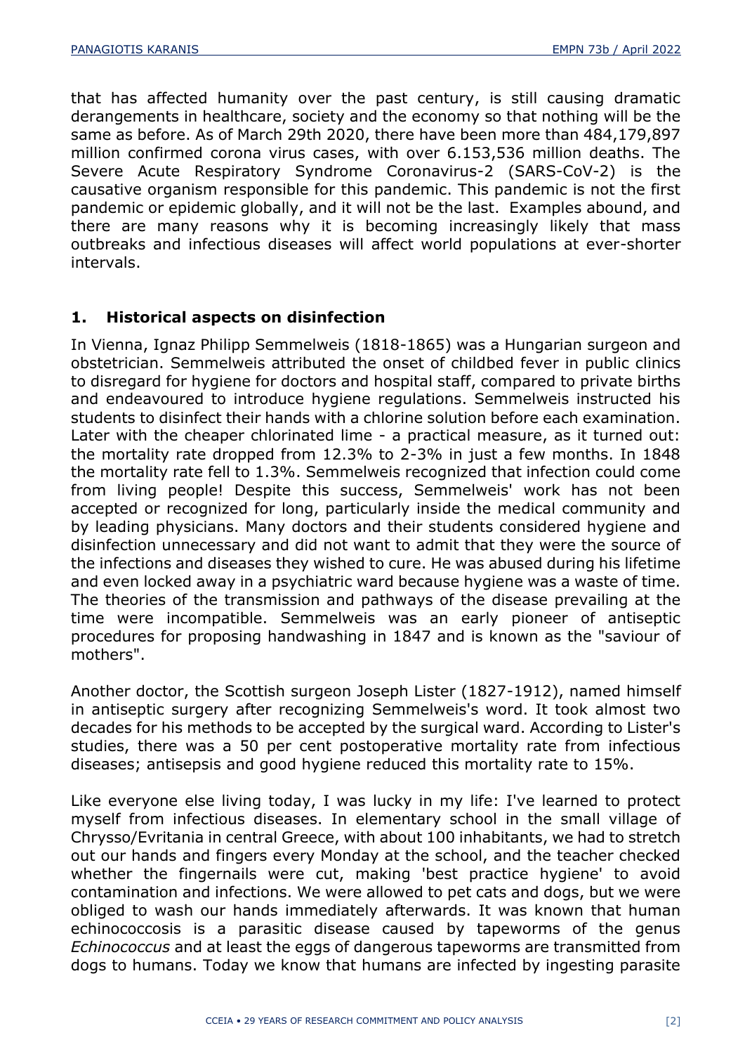that has affected humanity over the past century, is still causing dramatic derangements in healthcare, society and the economy so that nothing will be the same as before. As of March 29th 2020, there have been more than 484,179,897 million confirmed corona virus cases, with over 6.153,536 million deaths. The Severe Acute Respiratory Syndrome Coronavirus-2 (SARS-CoV-2) is the causative organism responsible for this pandemic. This pandemic is not the first pandemic or epidemic globally, and it will not be the last. Examples abound, and there are many reasons why it is becoming increasingly likely that mass outbreaks and infectious diseases will affect world populations at ever-shorter intervals.

## 1. Historical aspects on disinfection

In Vienna, Ignaz Philipp Semmelweis (1818-1865) was a Hungarian surgeon and obstetrician. Semmelweis attributed the onset of childbed fever in public clinics to disregard for hygiene for doctors and hospital staff, compared to private births and endeavoured to introduce hygiene regulations. Semmelweis instructed his students to disinfect their hands with a chlorine solution before each examination. Later with the cheaper chlorinated lime - a practical measure, as it turned out: the mortality rate dropped from 12.3% to 2-3% in just a few months. In 1848 the mortality rate fell to 1.3%. Semmelweis recognized that infection could come from living people! Despite this success, Semmelweis' work has not been accepted or recognized for long, particularly inside the medical community and by leading physicians. Many doctors and their students considered hygiene and disinfection unnecessary and did not want to admit that they were the source of the infections and diseases they wished to cure. He was abused during his lifetime and even locked away in a psychiatric ward because hygiene was a waste of time. The theories of the transmission and pathways of the disease prevailing at the time were incompatible. Semmelweis was an early pioneer of antiseptic procedures for proposing handwashing in 1847 and is known as the "saviour of mothers".

Another doctor, the Scottish surgeon Joseph Lister (1827-1912), named himself in antiseptic surgery after recognizing Semmelweis's word. It took almost two decades for his methods to be accepted by the surgical ward. According to Lister's studies, there was a 50 per cent postoperative mortality rate from infectious diseases; antisepsis and good hygiene reduced this mortality rate to 15%.

Like everyone else living today, I was lucky in my life: I've learned to protect myself from infectious diseases. In elementary school in the small village of Chrysso/Evritania in central Greece, with about 100 inhabitants, we had to stretch out our hands and fingers every Monday at the school, and the teacher checked whether the fingernails were cut, making 'best practice hygiene' to avoid contamination and infections. We were allowed to pet cats and dogs, but we were obliged to wash our hands immediately afterwards. It was known that human echinococcosis is a parasitic disease caused by tapeworms of the genus *Echinococcus* and at least the eggs of dangerous tapeworms are transmitted from dogs to humans. Today we know that humans are infected by ingesting parasite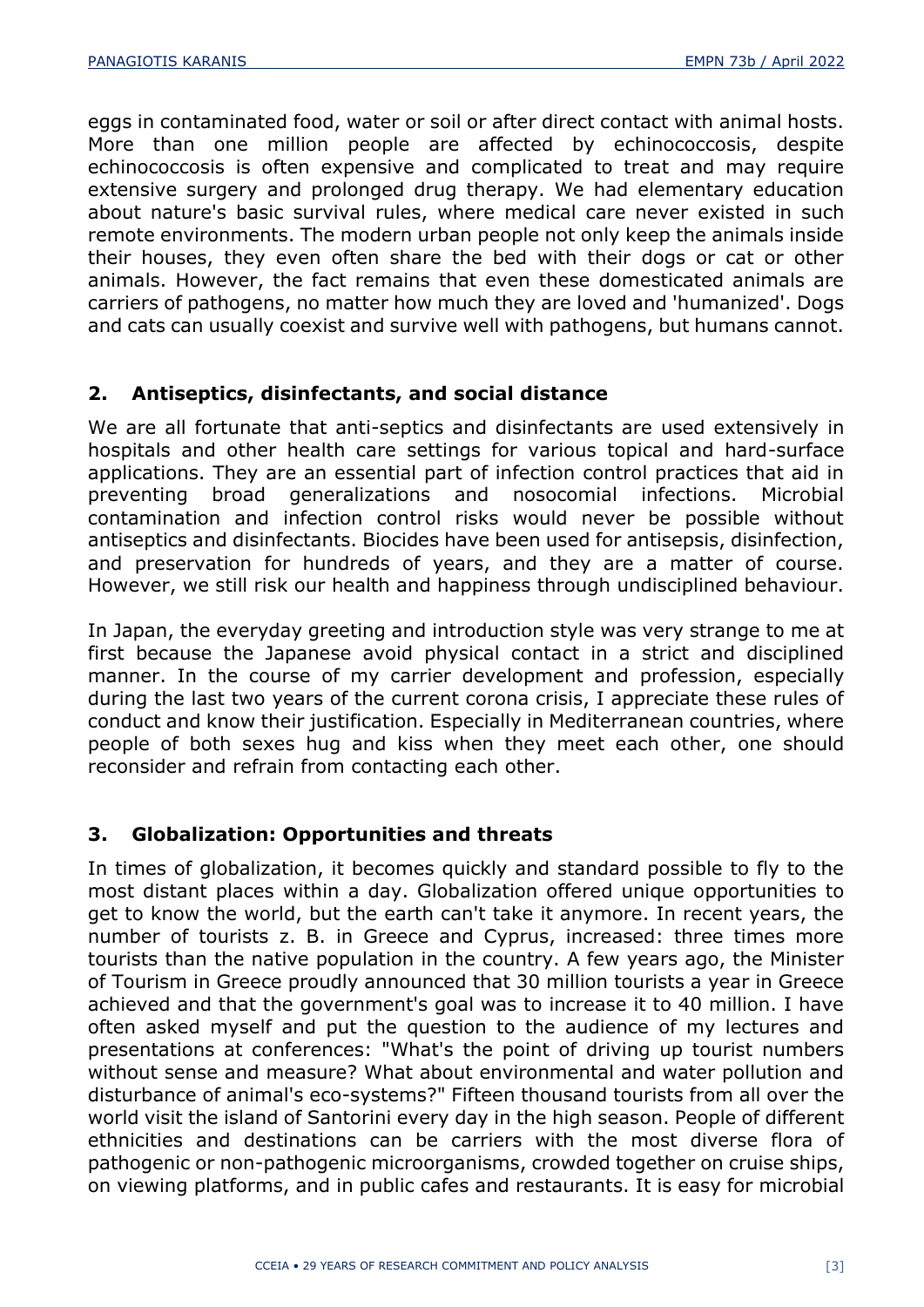eggs in contaminated food, water or soil or after direct contact with animal hosts. More than one million people are affected by echinococcosis, despite echinococcosis is often expensive and complicated to treat and may require extensive surgery and prolonged drug therapy. We had elementary education about nature's basic survival rules, where medical care never existed in such remote environments. The modern urban people not only keep the animals inside their houses, they even often share the bed with their dogs or cat or other animals. However, the fact remains that even these domesticated animals are carriers of pathogens, no matter how much they are loved and 'humanized'. Dogs and cats can usually coexist and survive well with pathogens, but humans cannot.

## 2. Antiseptics, disinfectants, and social distance

We are all fortunate that anti-septics and disinfectants are used extensively in hospitals and other health care settings for various topical and hard-surface applications. They are an essential part of infection control practices that aid in preventing broad generalizations and nosocomial infections. Microbial contamination and infection control risks would never be possible without antiseptics and disinfectants. Biocides have been used for antisepsis, disinfection, and preservation for hundreds of years, and they are a matter of course. However, we still risk our health and happiness through undisciplined behaviour.

In Japan, the everyday greeting and introduction style was very strange to me at first because the Japanese avoid physical contact in a strict and disciplined manner. In the course of my carrier development and profession, especially during the last two years of the current corona crisis, I appreciate these rules of conduct and know their justification. Especially in Mediterranean countries, where people of both sexes hug and kiss when they meet each other, one should reconsider and refrain from contacting each other.

## 3. Globalization: Opportunities and threats

In times of globalization, it becomes quickly and standard possible to fly to the most distant places within a day. Globalization offered unique opportunities to get to know the world, but the earth can't take it anymore. In recent years, the number of tourists z. B. in Greece and Cyprus, increased: three times more tourists than the native population in the country. A few years ago, the Minister of Tourism in Greece proudly announced that 30 million tourists a year in Greece achieved and that the government's goal was to increase it to 40 million. I have often asked myself and put the question to the audience of my lectures and presentations at conferences: "What's the point of driving up tourist numbers without sense and measure? What about environmental and water pollution and disturbance of animal's eco-systems?" Fifteen thousand tourists from all over the world visit the island of Santorini every day in the high season. People of different ethnicities and destinations can be carriers with the most diverse flora of pathogenic or non-pathogenic microorganisms, crowded together on cruise ships, on viewing platforms, and in public cafes and restaurants. It is easy for microbial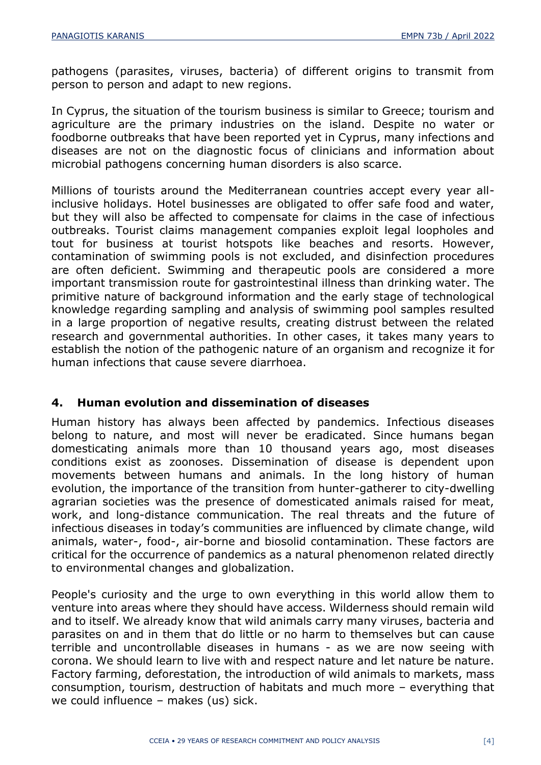pathogens (parasites, viruses, bacteria) of different origins to transmit from person to person and adapt to new regions.

In Cyprus, the situation of the tourism business is similar to Greece; tourism and agriculture are the primary industries on the island. Despite no water or foodborne outbreaks that have been reported yet in Cyprus, many infections and diseases are not on the diagnostic focus of clinicians and information about microbial pathogens concerning human disorders is also scarce.

Millions of tourists around the Mediterranean countries accept every year all-inclusive holidays. Hotel businesses are obligated to offer safe food and water, but they will also be affected to compensate for claims in the case of infectious outbreaks. Tourist claims management companies exploit legal loopholes and tout for business at tourist hotspots like beaches and resorts. However, contamination of swimming pools is not excluded, and disinfection procedures are often deficient. Swimming and therapeutic pools are considered a more important transmission route for gastrointestinal illness than drinking water. The primitive nature of background information and the early stage of technological knowledge regarding sampling and analysis of swimming pool samples resulted in a large proportion of negative results, creating distrust between the related research and governmental authorities. In other cases, it takes many years to establish the notion of the pathogenic nature of an organism and recognize it for human infections that cause severe diarrhoea.

## 4. Human evolution and dissemination of diseases

Human history has always been affected by pandemics. Infectious diseases belong to nature, and most will never be eradicated. Since humans began domesticating animals more than 10 thousand years ago, most diseases conditions exist as zoonoses. Dissemination of disease is dependent upon movements between humans and animals. In the long history of human evolution, the importance of the transition from hunter-gatherer to city-dwelling agrarian societies was the presence of domesticated animals raised for meat, work, and long-distance communication. The real threats and the future of infectious diseases in today's communities are influenced by climate change, wild animals, water-, food-, air-borne and biosolid contamination. These factors are critical for the occurrence of pandemics as a natural phenomenon related directly to environmental changes and globalization.

People's curiosity and the urge to own everything in this world allow them to venture into areas where they should have access. Wilderness should remain wild and to itself. We already know that wild animals carry many viruses, bacteria and parasites on and in them that do little or no harm to themselves but can cause terrible and uncontrollable diseases in humans - as we are now seeing with corona. We should learn to live with and respect nature and let nature be nature. Factory farming, deforestation, the introduction of wild animals to markets, mass consumption, tourism, destruction of habitats and much more – everything that we could influence – makes (us) sick.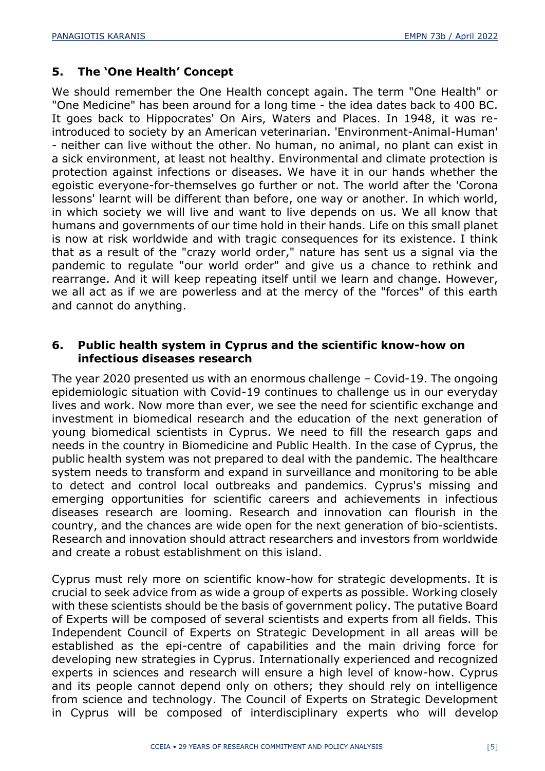## 5. The 'One Health' Concept

We should remember the One Health concept again. The term "One Health" or "One Medicine" has been around for a long time - the idea dates back to 400 BC. It goes back to Hippocrates' On Airs, Waters and Places. In 1948, it was re-introduced to society by an American veterinarian. 'Environment-Animal-Human' - neither can live without the other. No human, no animal, no plant can exist in a sick environment, at least not healthy. Environmental and climate protection is protection against infections or diseases. We have it in our hands whether the egoistic everyone-for-themselves go further or not. The world after the 'Corona lessons' learnt will be different than before, one way or another. In which world, in which society we will live and want to live depends on us. We all know that humans and governments of our time hold in their hands. Life on this small planet is now at risk worldwide and with tragic consequences for its existence. I think that as a result of the "crazy world order," nature has sent us a signal via the pandemic to regulate "our world order" and give us a chance to rethink and rearrange. And it will keep repeating itself until we learn and change. However, we all act as if we are powerless and at the mercy of the "forces" of this earth and cannot do anything.

## 6. Public health system in Cyprus and the scientific know-how on infectious diseases research

The year 2020 presented us with an enormous challenge – Covid-19. The ongoing epidemiologic situation with Covid-19 continues to challenge us in our everyday lives and work. Now more than ever, we see the need for scientific exchange and investment in biomedical research and the education of the next generation of young biomedical scientists in Cyprus. We need to fill the research gaps and needs in the country in Biomedicine and Public Health. In the case of Cyprus, the public health system was not prepared to deal with the pandemic. The healthcare system needs to transform and expand in surveillance and monitoring to be able to detect and control local outbreaks and pandemics. Cyprus's missing and emerging opportunities for scientific careers and achievements in infectious diseases research are looming. Research and innovation can flourish in the country, and the chances are wide open for the next generation of bio-scientists. Research and innovation should attract researchers and investors from worldwide and create a robust establishment on this island.

Cyprus must rely more on scientific know-how for strategic developments. It is crucial to seek advice from as wide a group of experts as possible. Working closely with these scientists should be the basis of government policy. The putative Board of Experts will be composed of several scientists and experts from all fields. This Independent Council of Experts on Strategic Development in all areas will be established as the epi-centre of capabilities and the main driving force for developing new strategies in Cyprus. Internationally experienced and recognized experts in sciences and research will ensure a high level of know-how. Cyprus and its people cannot depend only on others; they should rely on intelligence from science and technology. The Council of Experts on Strategic Development in Cyprus will be composed of interdisciplinary experts who will develop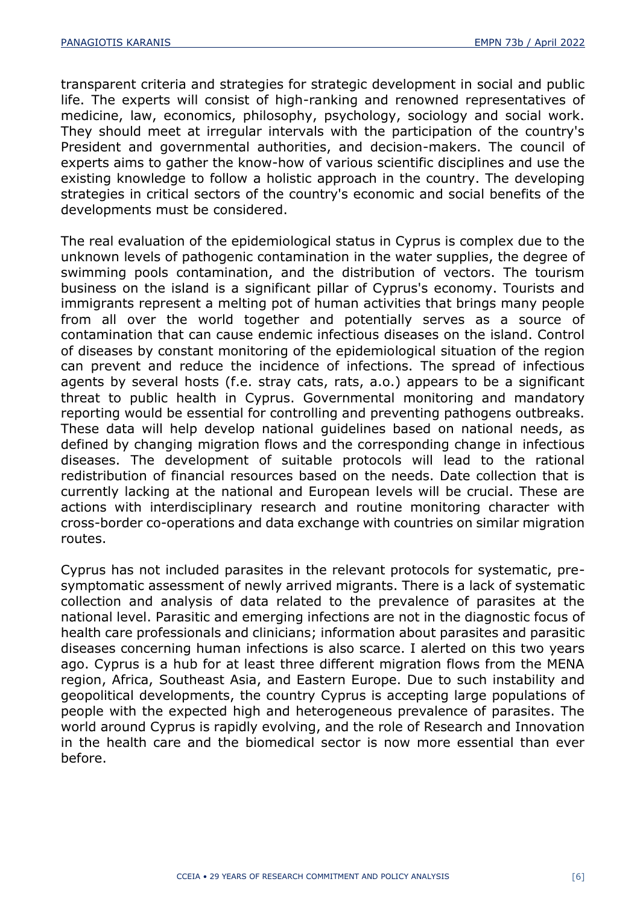transparent criteria and strategies for strategic development in social and public life. The experts will consist of high-ranking and renowned representatives of medicine, law, economics, philosophy, psychology, sociology and social work. They should meet at irregular intervals with the participation of the country's President and governmental authorities, and decision-makers. The council of experts aims to gather the know-how of various scientific disciplines and use the existing knowledge to follow a holistic approach in the country. The developing strategies in critical sectors of the country's economic and social benefits of the developments must be considered.

The real evaluation of the epidemiological status in Cyprus is complex due to the unknown levels of pathogenic contamination in the water supplies, the degree of swimming pools contamination, and the distribution of vectors. The tourism business on the island is a significant pillar of Cyprus's economy. Tourists and immigrants represent a melting pot of human activities that brings many people from all over the world together and potentially serves as a source of contamination that can cause endemic infectious diseases on the island. Control of diseases by constant monitoring of the epidemiological situation of the region can prevent and reduce the incidence of infections. The spread of infectious agents by several hosts (f.e. stray cats, rats, a.o.) appears to be a significant threat to public health in Cyprus. Governmental monitoring and mandatory reporting would be essential for controlling and preventing pathogens outbreaks. These data will help develop national guidelines based on national needs, as defined by changing migration flows and the corresponding change in infectious diseases. The development of suitable protocols will lead to the rational redistribution of financial resources based on the needs. Date collection that is currently lacking at the national and European levels will be crucial. These are actions with interdisciplinary research and routine monitoring character with cross-border co-operations and data exchange with countries on similar migration routes.

Cyprus has not included parasites in the relevant protocols for systematic, pre-symptomatic assessment of newly arrived migrants. There is a lack of systematic collection and analysis of data related to the prevalence of parasites at the national level. Parasitic and emerging infections are not in the diagnostic focus of health care professionals and clinicians; information about parasites and parasitic diseases concerning human infections is also scarce. I alerted on this two years ago. Cyprus is a hub for at least three different migration flows from the MENA region, Africa, Southeast Asia, and Eastern Europe. Due to such instability and geopolitical developments, the country Cyprus is accepting large populations of people with the expected high and heterogeneous prevalence of parasites. The world around Cyprus is rapidly evolving, and the role of Research and Innovation in the health care and the biomedical sector is now more essential than ever before.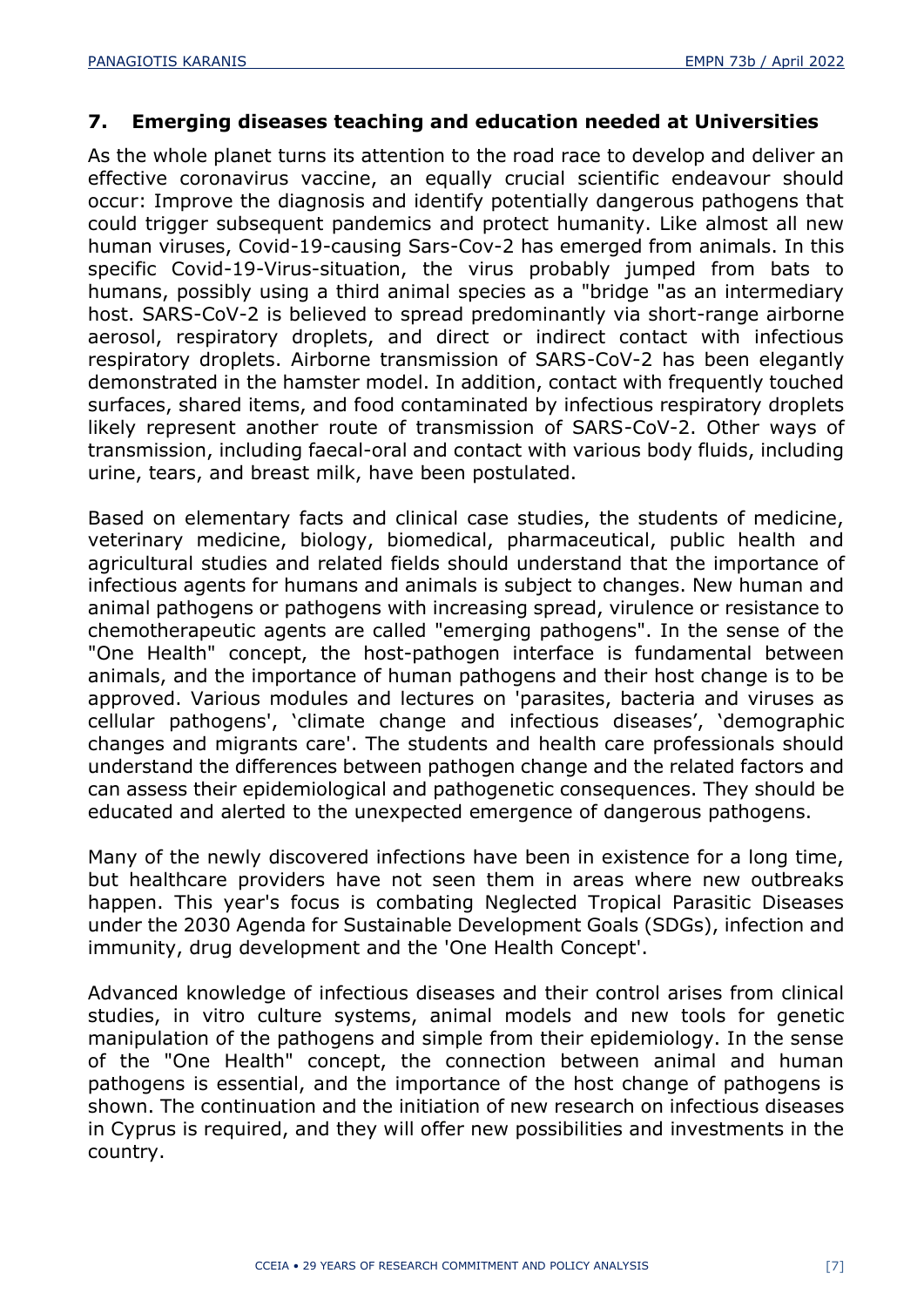## 7. Emerging diseases teaching and education needed at Universities

As the whole planet turns its attention to the road race to develop and deliver an effective coronavirus vaccine, an equally crucial scientific endeavour should occur: Improve the diagnosis and identify potentially dangerous pathogens that could trigger subsequent pandemics and protect humanity. Like almost all new human viruses, Covid-19-causing Sars-Cov-2 has emerged from animals. In this specific Covid-19-Virus-situation, the virus probably jumped from bats to humans, possibly using a third animal species as a "bridge "as an intermediary host. SARS-CoV-2 is believed to spread predominantly via short-range airborne aerosol, respiratory droplets, and direct or indirect contact with infectious respiratory droplets. Airborne transmission of SARS-CoV-2 has been elegantly demonstrated in the hamster model. In addition, contact with frequently touched surfaces, shared items, and food contaminated by infectious respiratory droplets likely represent another route of transmission of SARS-CoV-2. Other ways of transmission, including faecal-oral and contact with various body fluids, including urine, tears, and breast milk, have been postulated.

Based on elementary facts and clinical case studies, the students of medicine, veterinary medicine, biology, biomedical, pharmaceutical, public health and agricultural studies and related fields should understand that the importance of infectious agents for humans and animals is subject to changes. New human and animal pathogens or pathogens with increasing spread, virulence or resistance to chemotherapeutic agents are called "emerging pathogens". In the sense of the "One Health" concept, the host-pathogen interface is fundamental between animals, and the importance of human pathogens and their host change is to be approved. Various modules and lectures on 'parasites, bacteria and viruses as cellular pathogens', 'climate change and infectious diseases', 'demographic changes and migrants care'. The students and health care professionals should understand the differences between pathogen change and the related factors and can assess their epidemiological and pathogenetic consequences. They should be educated and alerted to the unexpected emergence of dangerous pathogens.

Many of the newly discovered infections have been in existence for a long time, but healthcare providers have not seen them in areas where new outbreaks happen. This year's focus is combating Neglected Tropical Parasitic Diseases under the 2030 Agenda for Sustainable Development Goals (SDGs), infection and immunity, drug development and the 'One Health Concept'.

Advanced knowledge of infectious diseases and their control arises from clinical studies, in vitro culture systems, animal models and new tools for genetic manipulation of the pathogens and simple from their epidemiology. In the sense of the "One Health" concept, the connection between animal and human pathogens is essential, and the importance of the host change of pathogens is shown. The continuation and the initiation of new research on infectious diseases in Cyprus is required, and they will offer new possibilities and investments in the country.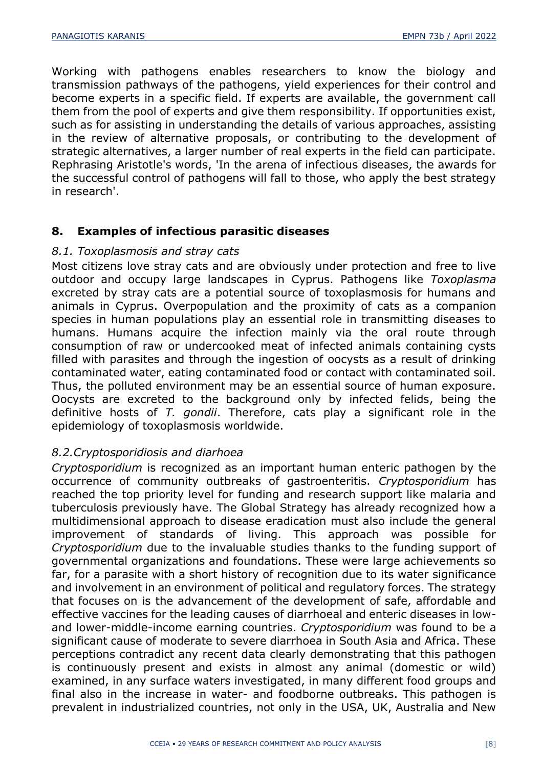Working with pathogens enables researchers to know the biology and transmission pathways of the pathogens, yield experiences for their control and become experts in a specific field. If experts are available, the government call them from the pool of experts and give them responsibility. If opportunities exist, such as for assisting in understanding the details of various approaches, assisting in the review of alternative proposals, or contributing to the development of strategic alternatives, a larger number of real experts in the field can participate. Rephrasing Aristotle's words, 'In the arena of infectious diseases, the awards for the successful control of pathogens will fall to those, who apply the best strategy in research'.

## 8. Examples of infectious parasitic diseases

### *8.1. Toxoplasmosis and stray cats*

Most citizens love stray cats and are obviously under protection and free to live outdoor and occupy large landscapes in Cyprus. Pathogens like *Toxoplasma* excreted by stray cats are a potential source of toxoplasmosis for humans and animals in Cyprus. Overpopulation and the proximity of cats as a companion species in human populations play an essential role in transmitting diseases to humans. Humans acquire the infection mainly via the oral route through consumption of raw or undercooked meat of infected animals containing cysts filled with parasites and through the ingestion of oocysts as a result of drinking contaminated water, eating contaminated food or contact with contaminated soil. Thus, the polluted environment may be an essential source of human exposure. Oocysts are excreted to the background only by infected felids, being the definitive hosts of *T. gondii*. Therefore, cats play a significant role in the epidemiology of toxoplasmosis worldwide.

### *8.2.Cryptosporidiosis and diarhoea*

*Cryptosporidium* is recognized as an important human enteric pathogen by the occurrence of community outbreaks of gastroenteritis. *Cryptosporidium* has reached the top priority level for funding and research support like malaria and tuberculosis previously have. The Global Strategy has already recognized how a multidimensional approach to disease eradication must also include the general improvement of standards of living. This approach was possible for *Cryptosporidium* due to the invaluable studies thanks to the funding support of governmental organizations and foundations. These were large achievements so far, for a parasite with a short history of recognition due to its water significance and involvement in an environment of political and regulatory forces. The strategy that focuses on is the advancement of the development of safe, affordable and effective vaccines for the leading causes of diarrhoeal and enteric diseases in low- and lower-middle-income earning countries. *Cryptosporidium* was found to be a significant cause of moderate to severe diarrhoea in South Asia and Africa. These perceptions contradict any recent data clearly demonstrating that this pathogen is continuously present and exists in almost any animal (domestic or wild) examined, in any surface waters investigated, in many different food groups and final also in the increase in water- and foodborne outbreaks. This pathogen is prevalent in industrialized countries, not only in the USA, UK, Australia and New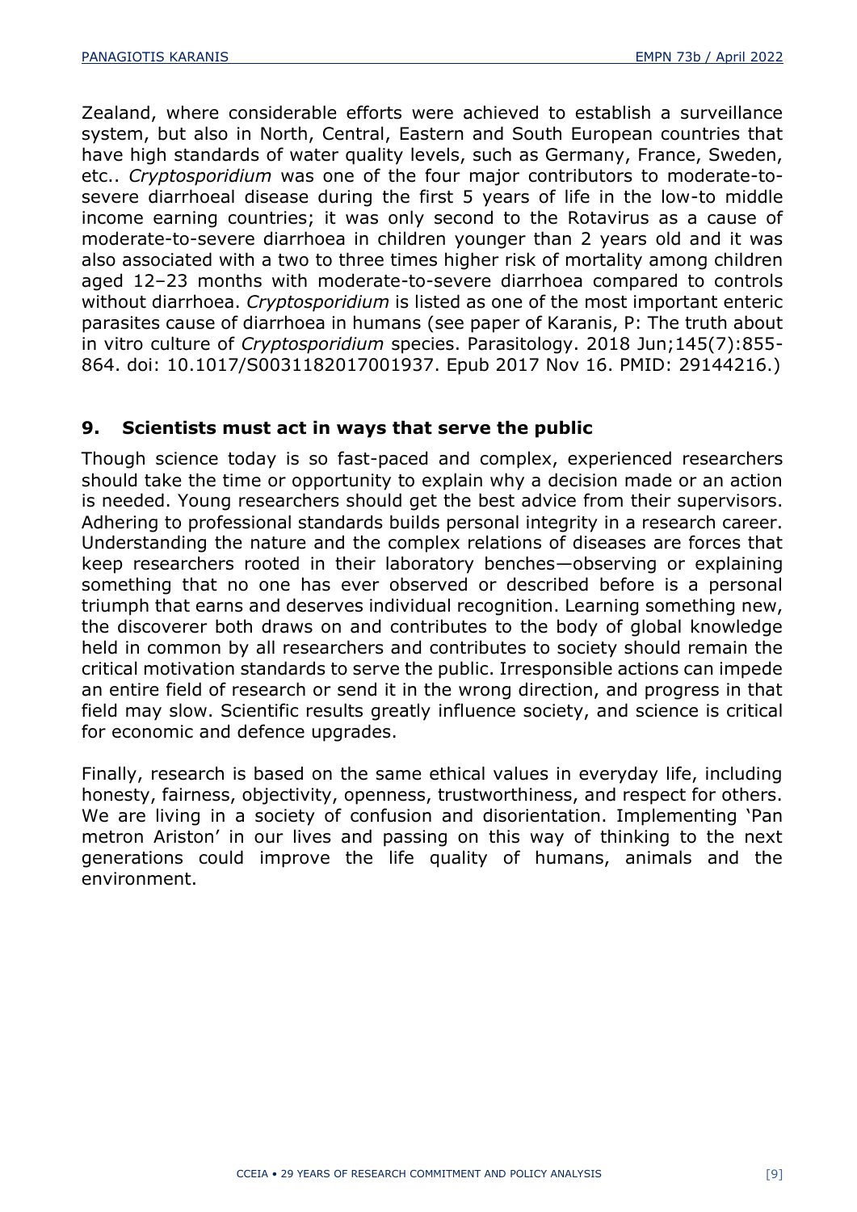Zealand, where considerable efforts were achieved to establish a surveillance system, but also in North, Central, Eastern and South European countries that have high standards of water quality levels, such as Germany, France, Sweden, etc.. *Cryptosporidium* was one of the four major contributors to moderate-to-severe diarrhoeal disease during the first 5 years of life in the low-to middle income earning countries; it was only second to the Rotavirus as a cause of moderate-to-severe diarrhoea in children younger than 2 years old and it was also associated with a two to three times higher risk of mortality among children aged 12–23 months with moderate-to-severe diarrhoea compared to controls without diarrhoea. *Cryptosporidium* is listed as one of the most important enteric parasites cause of diarrhoea in humans (see paper of Karanis, P: The truth about in vitro culture of *Cryptosporidium* species. Parasitology. 2018 Jun;145(7):855-864. doi: 10.1017/S0031182017001937. Epub 2017 Nov 16. PMID: 29144216.)

## 9. Scientists must act in ways that serve the public

Though science today is so fast-paced and complex, experienced researchers should take the time or opportunity to explain why a decision made or an action is needed. Young researchers should get the best advice from their supervisors. Adhering to professional standards builds personal integrity in a research career. Understanding the nature and the complex relations of diseases are forces that keep researchers rooted in their laboratory benches—observing or explaining something that no one has ever observed or described before is a personal triumph that earns and deserves individual recognition. Learning something new, the discoverer both draws on and contributes to the body of global knowledge held in common by all researchers and contributes to society should remain the critical motivation standards to serve the public. Irresponsible actions can impede an entire field of research or send it in the wrong direction, and progress in that field may slow. Scientific results greatly influence society, and science is critical for economic and defence upgrades.

Finally, research is based on the same ethical values in everyday life, including honesty, fairness, objectivity, openness, trustworthiness, and respect for others. We are living in a society of confusion and disorientation. Implementing 'Pan metron Ariston' in our lives and passing on this way of thinking to the next generations could improve the life quality of humans, animals and the environment.